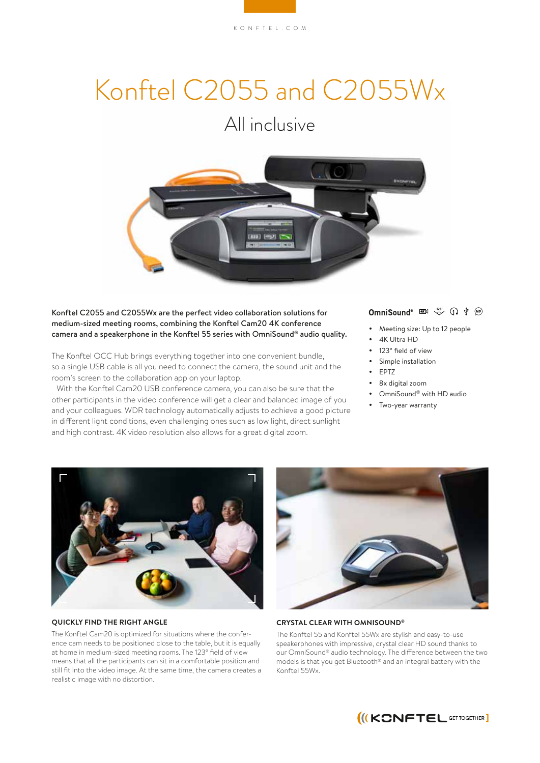# Konftel C2055 and C2055Wx

## All inclusive

**Konftel C2055 and C2055Wx are the perfect video collaboration solutions for medium-sized meeting rooms, combining the Konftel Cam20 4K conference camera and a speakerphone in the Konftel 55 series with OmniSound® audio quality.**

The Konftel OCC Hub brings everything together into one convenient bundle, so a single USB cable is all you need to connect the camera, the sound unit and the room's screen to the collaboration app on your laptop.

With the Konftel Cam20 USB conference camera, you can also be sure that the other participants in the video conference will get a clear and balanced image of you and your colleagues. WDR technology automatically adjusts to achieve a good picture in different light conditions, even challenging ones such as low light, direct sunlight and high contrast. 4K video resolution also allows for a great digital zoom.

**OmniSound®**

- Meeting size: Up to 12 people
- 4K Ultra HD
- 123° field of view
- Simple installation
- EPTZ
- 8x digital zoom
- OmniSound® with HD audio
- Two-year warranty

### QUICKLY FIND THE RIGHT ANGLE

The Konftel Cam20 is optimized for situations where the conference cam needs to be positioned close to the table, but it is equally at home in medium-sized meeting rooms. The 123° field of view means that all the participants can sit in a comfortable position and still fit into the video image. At the same time, the camera creates a realistic image with no distortion.

### CRYSTAL CLEAR WITH OMNISOUND®

The Konftel 55 and Konftel 55Wx are stylish and easy-to-use speakerphones with impressive, crystal clear HD sound thanks to our OmniSound® audio technology. The difference between the two models is that you get Bluetooth® and an integral battery with the Konftel 55Wx.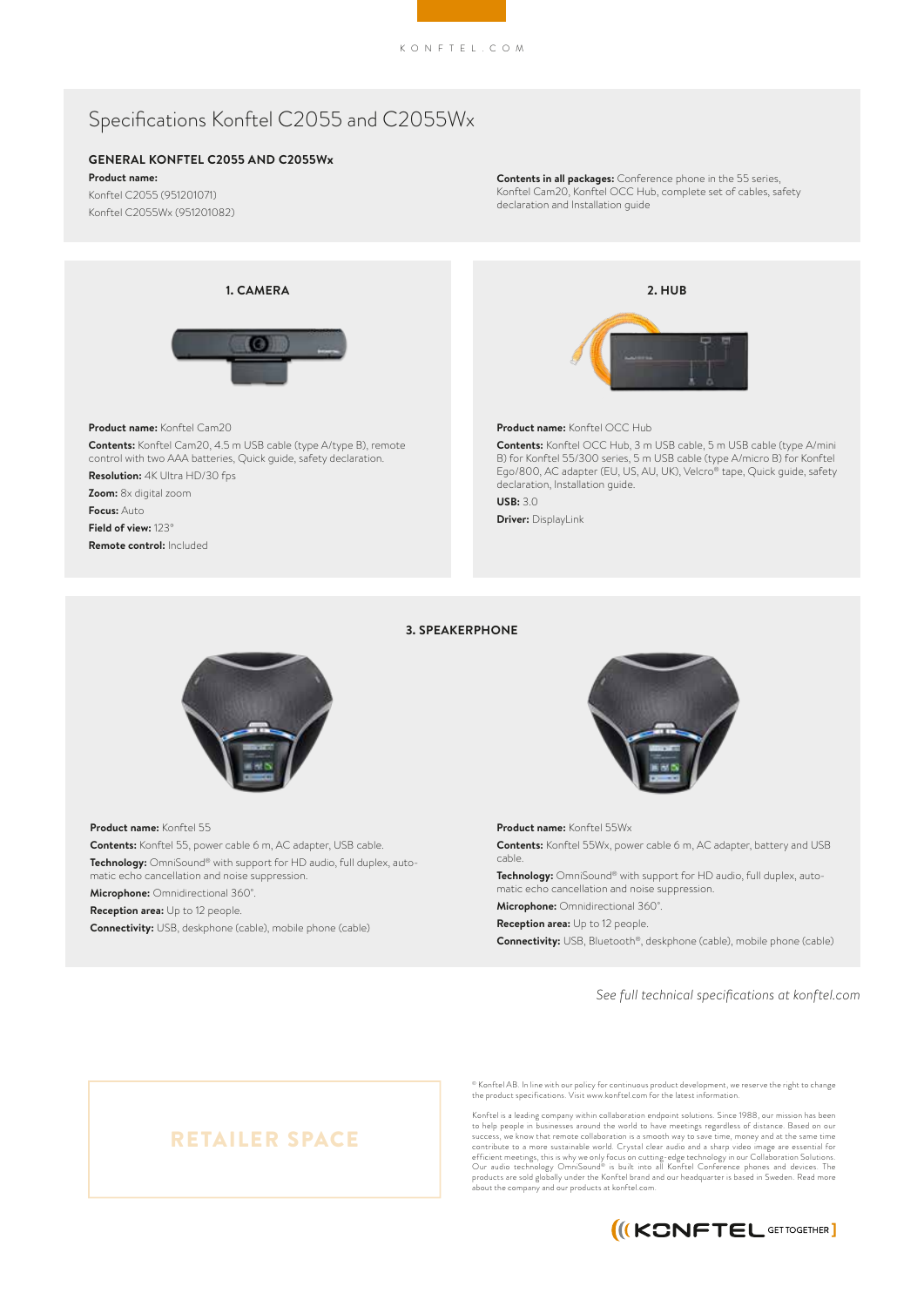# Specifications Konftel C2055 and C2055Wx

## GENERAL KONFTEL C2055 AND C2055Wx

**Product name:**
Konftel C2055 (951201071)
Konftel C2055Wx (951201082)

**Contents in all packages:** Conference phone in the 55 series, Konftel Cam20, Konftel OCC Hub, complete set of cables, safety declaration and Installation guide

### 1. CAMERA

**Product name:** Konftel Cam20

**Contents:** Konftel Cam20, 4.5 m USB cable (type A/type B), remote control with two AAA batteries, Quick guide, safety declaration.

**Resolution:** 4K Ultra HD/30 fps

**Zoom:** 8x digital zoom

**Focus:** Auto

**Field of view:** 123°

**Remote control:** Included

### 2. HUB

**Product name:** Konftel OCC Hub

**Contents:** Konftel OCC Hub, 3 m USB cable, 5 m USB cable (type A/mini B) for Konftel 55/300 series, 5 m USB cable (type A/micro B) for Konftel Ego/800, AC adapter (EU, US, AU, UK), Velcro® tape, Quick guide, safety declaration, Installation guide.

**USB:** 3.0

**Driver:** DisplayLink

### 3. SPEAKERPHONE

**Product name:** Konftel 55

**Contents:** Konftel 55, power cable 6 m, AC adapter, USB cable.

**Technology:** OmniSound® with support for HD audio, full duplex, automatic echo cancellation and noise suppression.

**Microphone:** Omnidirectional 360°.

**Reception area:** Up to 12 people.

**Connectivity:** USB, deskphone (cable), mobile phone (cable)

**Product name:** Konftel 55Wx

**Contents:** Konftel 55Wx, power cable 6 m, AC adapter, battery and USB cable.

**Technology:** OmniSound® with support for HD audio, full duplex, automatic echo cancellation and noise suppression.

**Microphone:** Omnidirectional 360°.

**Reception area:** Up to 12 people.

**Connectivity:** USB, Bluetooth®, deskphone (cable), mobile phone (cable)

*See full technical specifications at konftel.com*

RETAILER SPACE

© Konftel AB. In line with our policy for continuous product development, we reserve the right to change the product specifications. Visit www.konftel.com for the latest information.

Konftel is a leading company within collaboration endpoint solutions. Since 1988, our mission has been to help people in businesses around the world to have meetings regardless of distance. Based on our success, we know that remote collaboration is a smooth way to save time, money and at the same time contribute to a more sustainable world. Crystal clear audio and a sharp video image are essential for efficient meetings, this is why we only focus on cutting-edge technology in our Collaboration Solutions. Our audio technology OmniSound® is built into all Konftel Conference phones and devices. The products are sold globally under the Konftel brand and our headquarter is based in Sweden. Read more about the company and our products at konftel.com.

KONFTEL GET TOGETHER